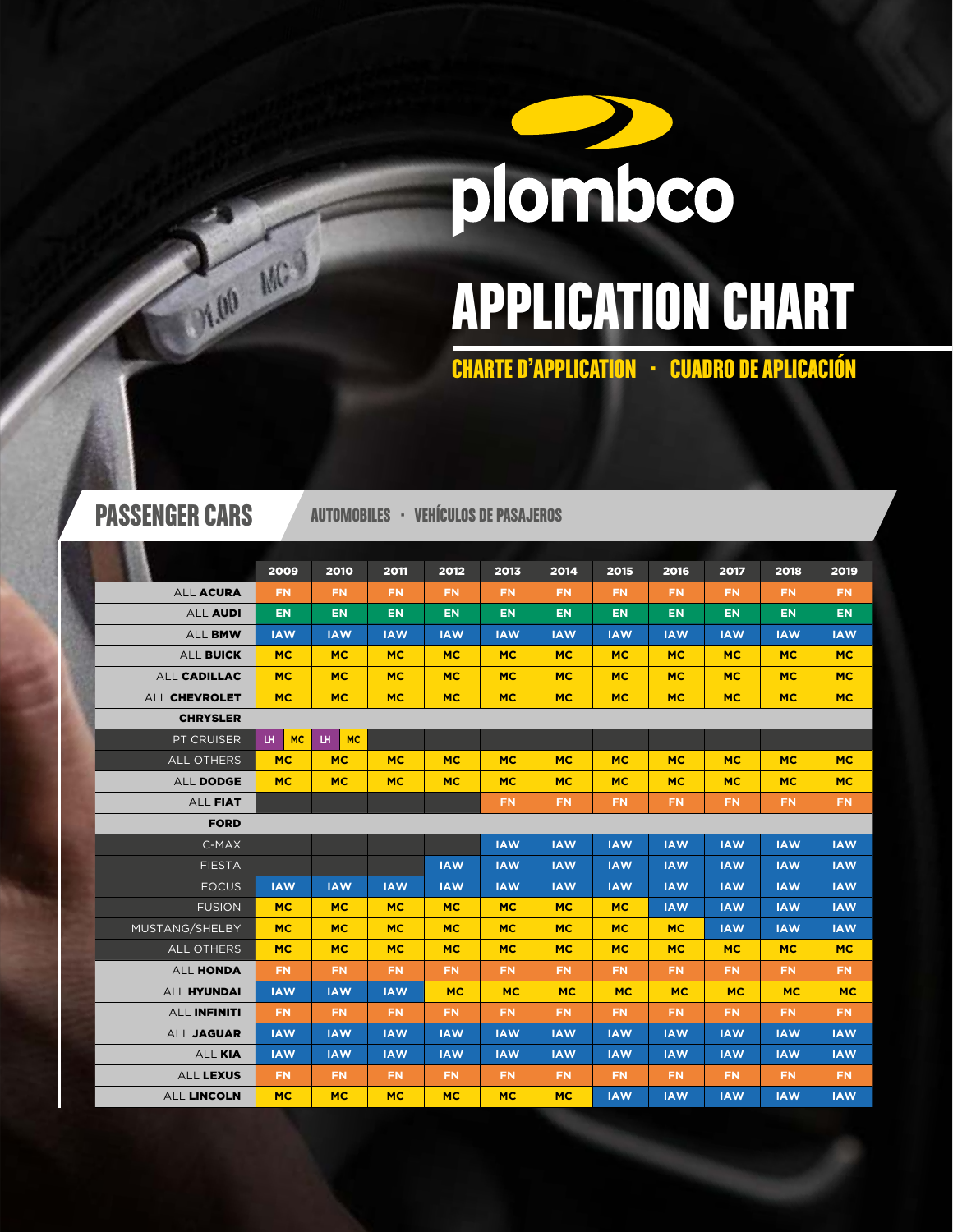plombco

# APPLICATION CHART

## CHARTE D'APPLICATION · CUADRO DE APLICACIÓN

## PASSENGER CARS

AUTOMOBILES · VEHÍCULOS DE PASAJEROS

| | 2009 | 2010 | 2011 | 2012 | 2013 | 2014 | 2015 | 2016 | 2017 | 2018 | 2019 |
|---|---|---|---|---|---|---|---|---|---|---|---|
| ALL **ACURA** | FN | FN | FN | FN | FN | FN | FN | FN | FN | FN | FN |
| ALL **AUDI** | EN | EN | EN | EN | EN | EN | EN | EN | EN | EN | EN |
| ALL **BMW** | IAW | IAW | IAW | IAW | IAW | IAW | IAW | IAW | IAW | IAW | IAW |
| ALL **BUICK** | MC | MC | MC | MC | MC | MC | MC | MC | MC | MC | MC |
| ALL **CADILLAC** | MC | MC | MC | MC | MC | MC | MC | MC | MC | MC | MC |
| ALL **CHEVROLET** | MC | MC | MC | MC | MC | MC | MC | MC | MC | MC | MC |
| **CHRYSLER** | | | | | | | | | | | |
| PT CRUISER | LH MC | LH MC | | | | | | | | | |
| ALL OTHERS | MC | MC | MC | MC | MC | MC | MC | MC | MC | MC | MC |
| ALL **DODGE** | MC | MC | MC | MC | MC | MC | MC | MC | MC | MC | MC |
| ALL **FIAT** | | | | | FN | FN | FN | FN | FN | FN | FN |
| **FORD** | | | | | | | | | | | |
| C-MAX | | | | | IAW | IAW | IAW | IAW | IAW | IAW | IAW |
| FIESTA | | | | IAW | IAW | IAW | IAW | IAW | IAW | IAW | IAW |
| FOCUS | IAW | IAW | IAW | IAW | IAW | IAW | IAW | IAW | IAW | IAW | IAW |
| FUSION | MC | MC | MC | MC | MC | MC | MC | IAW | IAW | IAW | IAW |
| MUSTANG/SHELBY | MC | MC | MC | MC | MC | MC | MC | MC | IAW | IAW | IAW |
| ALL OTHERS | MC | MC | MC | MC | MC | MC | MC | MC | MC | MC | MC |
| ALL **HONDA** | FN | FN | FN | FN | FN | FN | FN | FN | FN | FN | FN |
| ALL **HYUNDAI** | IAW | IAW | IAW | MC | MC | MC | MC | MC | MC | MC | MC |
| ALL **INFINITI** | FN | FN | FN | FN | FN | FN | FN | FN | FN | FN | FN |
| ALL **JAGUAR** | IAW | IAW | IAW | IAW | IAW | IAW | IAW | IAW | IAW | IAW | IAW |
| ALL **KIA** | IAW | IAW | IAW | IAW | IAW | IAW | IAW | IAW | IAW | IAW | IAW |
| ALL **LEXUS** | FN | FN | FN | FN | FN | FN | FN | FN | FN | FN | FN |
| ALL **LINCOLN** | MC | MC | MC | MC | MC | MC | IAW | IAW | IAW | IAW | IAW |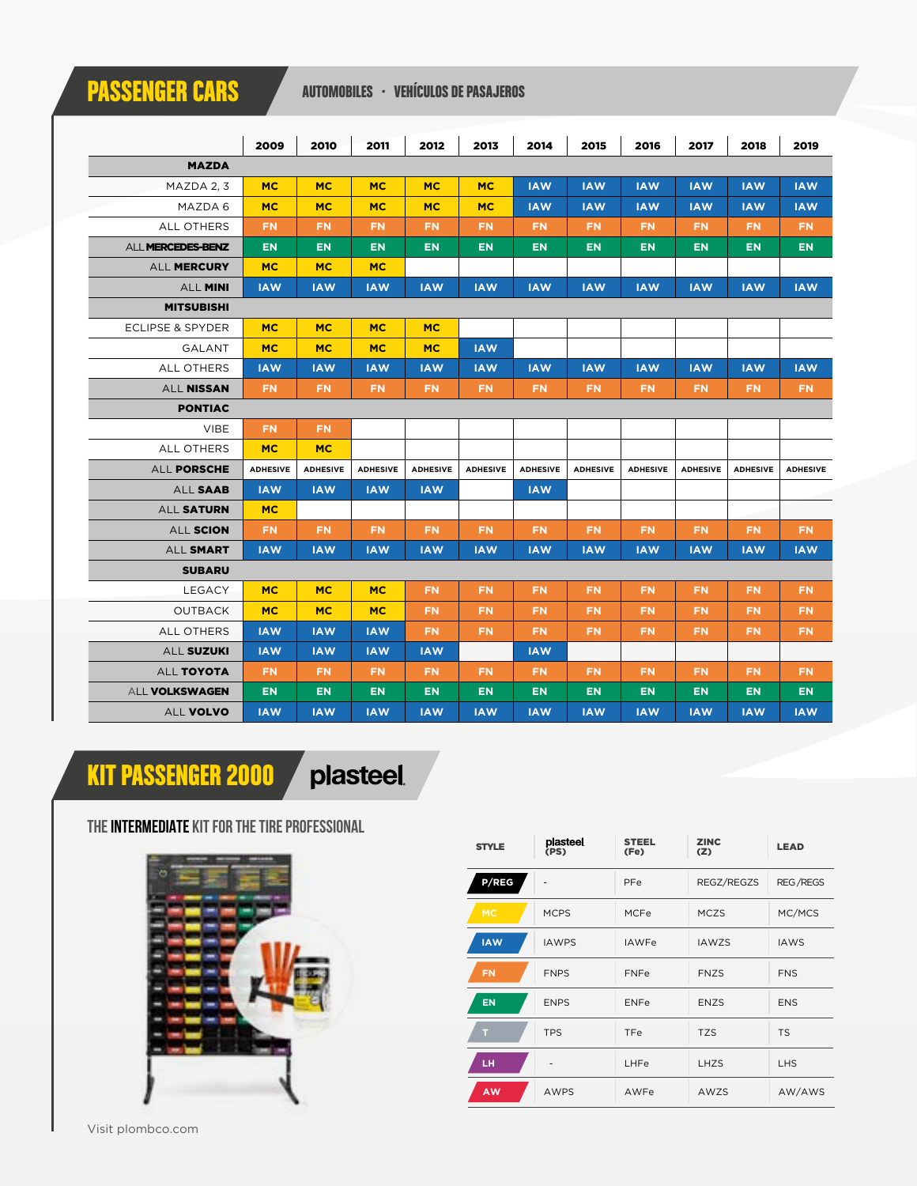## PASSENGER CARS

AUTOMOBILES · VEHÍCULOS DE PASAJEROS

| | 2009 | 2010 | 2011 | 2012 | 2013 | 2014 | 2015 | 2016 | 2017 | 2018 | 2019 |
|---|---|---|---|---|---|---|---|---|---|---|---|
| **MAZDA** | | | | | | | | | | | |
| MAZDA 2, 3 | MC | MC | MC | MC | MC | IAW | IAW | IAW | IAW | IAW | IAW |
| MAZDA 6 | MC | MC | MC | MC | MC | IAW | IAW | IAW | IAW | IAW | IAW |
| ALL OTHERS | FN | FN | FN | FN | FN | FN | FN | FN | FN | FN | FN |
| ALL **MERCEDES-BENZ** | EN | EN | EN | EN | EN | EN | EN | EN | EN | EN | EN |
| ALL **MERCURY** | MC | MC | MC | | | | | | | | |
| ALL **MINI** | IAW | IAW | IAW | IAW | IAW | IAW | IAW | IAW | IAW | IAW | IAW |
| **MITSUBISHI** | | | | | | | | | | | |
| ECLIPSE & SPYDER | MC | MC | MC | MC | | | | | | | |
| GALANT | MC | MC | MC | MC | IAW | | | | | | |
| ALL OTHERS | IAW | IAW | IAW | IAW | IAW | IAW | IAW | IAW | IAW | IAW | IAW |
| ALL **NISSAN** | FN | FN | FN | FN | FN | FN | FN | FN | FN | FN | FN |
| **PONTIAC** | | | | | | | | | | | |
| VIBE | FN | FN | | | | | | | | | |
| ALL OTHERS | MC | MC | | | | | | | | | |
| ALL **PORSCHE** | ADHESIVE | ADHESIVE | ADHESIVE | ADHESIVE | ADHESIVE | ADHESIVE | ADHESIVE | ADHESIVE | ADHESIVE | ADHESIVE | ADHESIVE |
| ALL **SAAB** | IAW | IAW | IAW | IAW | | IAW | | | | | |
| ALL **SATURN** | MC | | | | | | | | | | |
| ALL **SCION** | FN | FN | FN | FN | FN | FN | FN | FN | FN | FN | FN |
| ALL **SMART** | IAW | IAW | IAW | IAW | IAW | IAW | IAW | IAW | IAW | IAW | IAW |
| **SUBARU** | | | | | | | | | | | |
| LEGACY | MC | MC | MC | FN | FN | FN | FN | FN | FN | FN | FN |
| OUTBACK | MC | MC | MC | FN | FN | FN | FN | FN | FN | FN | FN |
| ALL OTHERS | IAW | IAW | IAW | FN | FN | FN | FN | FN | FN | FN | FN |
| ALL **SUZUKI** | IAW | IAW | IAW | IAW | | IAW | | | | | |
| ALL **TOYOTA** | FN | FN | FN | FN | FN | FN | FN | FN | FN | FN | FN |
| ALL **VOLKSWAGEN** | EN | EN | EN | EN | EN | EN | EN | EN | EN | EN | EN |
| ALL **VOLVO** | IAW | IAW | IAW | IAW | IAW | IAW | IAW | IAW | IAW | IAW | IAW |

## KIT PASSENGER 2000 plasteel

THE **INTERMEDIATE** KIT FOR THE TIRE PROFESSIONAL

| STYLE | plasteel (PS) | STEEL (Fe) | ZINC (Z) | LEAD |
|---|---|---|---|---|
| P/REG | - | PFe | REGZ/REGZS | REG/REGS |
| MC | MCPS | MCFe | MCZS | MC/MCS |
| IAW | IAWPS | IAWFe | IAWZS | IAWS |
| FN | FNPS | FNFe | FNZS | FNS |
| EN | ENPS | ENFe | ENZS | ENS |
| T | TPS | TFe | TZS | TS |
| LH | - | LHFe | LHZS | LHS |
| AW | AWPS | AWFe | AWZS | AW/AWS |

Visit plombco.com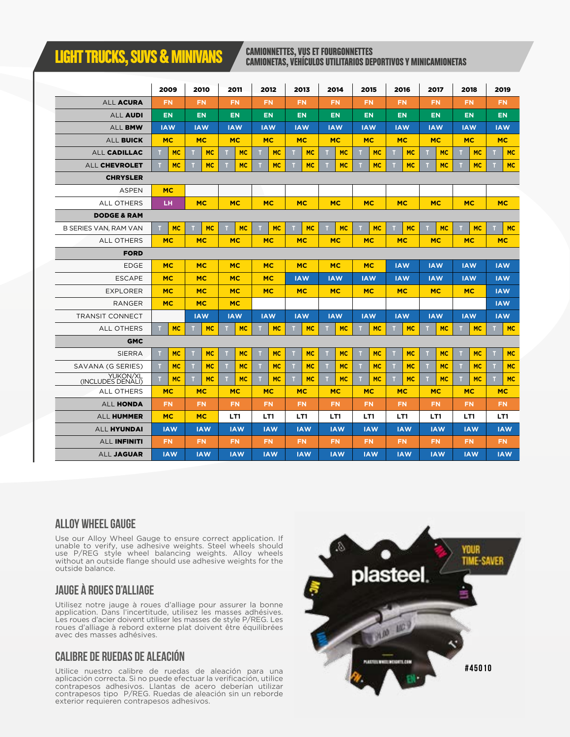# LIGHT TRUCKS, SUVS & MINIVANS

**CAMIONNETTES, VUS ET FOURGONNETTES**
**CAMIONETAS, VEHÍCULOS UTILITARIOS DEPORTIVOS Y MINICAMIONETAS**

| | 2009 | 2010 | 2011 | 2012 | 2013 | 2014 | 2015 | 2016 | 2017 | 2018 | 2019 |
|---|---|---|---|---|---|---|---|---|---|---|---|
| ALL **ACURA** | FN | FN | FN | FN | FN | FN | FN | FN | FN | FN | FN |
| ALL **AUDI** | EN | EN | EN | EN | EN | EN | EN | EN | EN | EN | EN |
| ALL **BMW** | IAW | IAW | IAW | IAW | IAW | IAW | IAW | IAW | IAW | IAW | IAW |
| ALL **BUICK** | MC | MC | MC | MC | MC | MC | MC | MC | MC | MC | MC |
| ALL **CADILLAC** | T MC | T MC | T MC | T MC | T MC | T MC | T MC | T MC | T MC | T MC | T MC |
| ALL **CHEVROLET** | T MC | T MC | T MC | T MC | T MC | T MC | T MC | T MC | T MC | T MC | T MC |
| **CHRYSLER** | | | | | | | | | | | |
| ASPEN | MC | | | | | | | | | | |
| ALL OTHERS | LH | MC | MC | MC | MC | MC | MC | MC | MC | MC | MC |
| **DODGE & RAM** | | | | | | | | | | | |
| B SERIES VAN, RAM VAN | T MC | T MC | T MC | T MC | T MC | T MC | T MC | T MC | T MC | T MC | T MC |
| ALL OTHERS | MC | MC | MC | MC | MC | MC | MC | MC | MC | MC | MC |
| **FORD** | | | | | | | | | | | |
| EDGE | MC | MC | MC | MC | MC | MC | MC | IAW | IAW | IAW | IAW |
| ESCAPE | MC | MC | MC | MC | IAW | IAW | IAW | IAW | IAW | IAW | IAW |
| EXPLORER | MC | MC | MC | MC | MC | MC | MC | MC | MC | MC | IAW |
| RANGER | MC | MC | MC | | | | | | | | IAW |
| TRANSIT CONNECT | | IAW | IAW | IAW | IAW | IAW | IAW | IAW | IAW | IAW | IAW |
| ALL OTHERS | T MC | T MC | T MC | T MC | T MC | T MC | T MC | T MC | T MC | T MC | T MC |
| **GMC** | | | | | | | | | | | |
| SIERRA | T MC | T MC | T MC | T MC | T MC | T MC | T MC | T MC | T MC | T MC | T MC |
| SAVANA (G SERIES) | T MC | T MC | T MC | T MC | T MC | T MC | T MC | T MC | T MC | T MC | T MC |
| YUKON/XL (INCLUDES DENALI) | T MC | T MC | T MC | T MC | T MC | T MC | T MC | T MC | T MC | T MC | T MC |
| ALL OTHERS | MC | MC | MC | MC | MC | MC | MC | MC | MC | MC | MC |
| ALL **HONDA** | FN | FN | FN | FN | FN | FN | FN | FN | FN | FN | FN |
| ALL **HUMMER** | MC | MC | LT1 | LT1 | LT1 | LT1 | LT1 | LT1 | LT1 | LT1 | LT1 |
| ALL **HYUNDAI** | IAW | IAW | IAW | IAW | IAW | IAW | IAW | IAW | IAW | IAW | IAW |
| ALL **INFINITI** | FN | FN | FN | FN | FN | FN | FN | FN | FN | FN | FN |
| ALL **JAGUAR** | IAW | IAW | IAW | IAW | IAW | IAW | IAW | IAW | IAW | IAW | IAW |

## ALLOY WHEEL GAUGE

Use our Alloy Wheel Gauge to ensure correct application. If unable to verify, use adhesive weights. Steel wheels should use P/REG style wheel balancing weights. Alloy wheels without an outside flange should use adhesive weights for the outside balance.

## JAUGE À ROUES D'ALLIAGE

Utilisez notre jauge à roues d'alliage pour assurer la bonne application. Dans l'incertitude, utilisez les masses adhésives. Les roues d'acier doivent utiliser les masses de style P/REG. Les roues d'alliage à rebord externe plat doivent être équilibrées avec des masses adhésives.

## CALIBRE DE RUEDAS DE ALEACIÓN

Utilice nuestro calibre de ruedas de aleación para una aplicación correcta. Si no puede efectuar la verificación, utilice contrapesos adhesivos. Llantas de acero deberían utilizar contrapesos tipo P/REG. Ruedas de aleación sin un reborde exterior requieren contrapesos adhesivos.

YOUR TIME-SAVER

#45010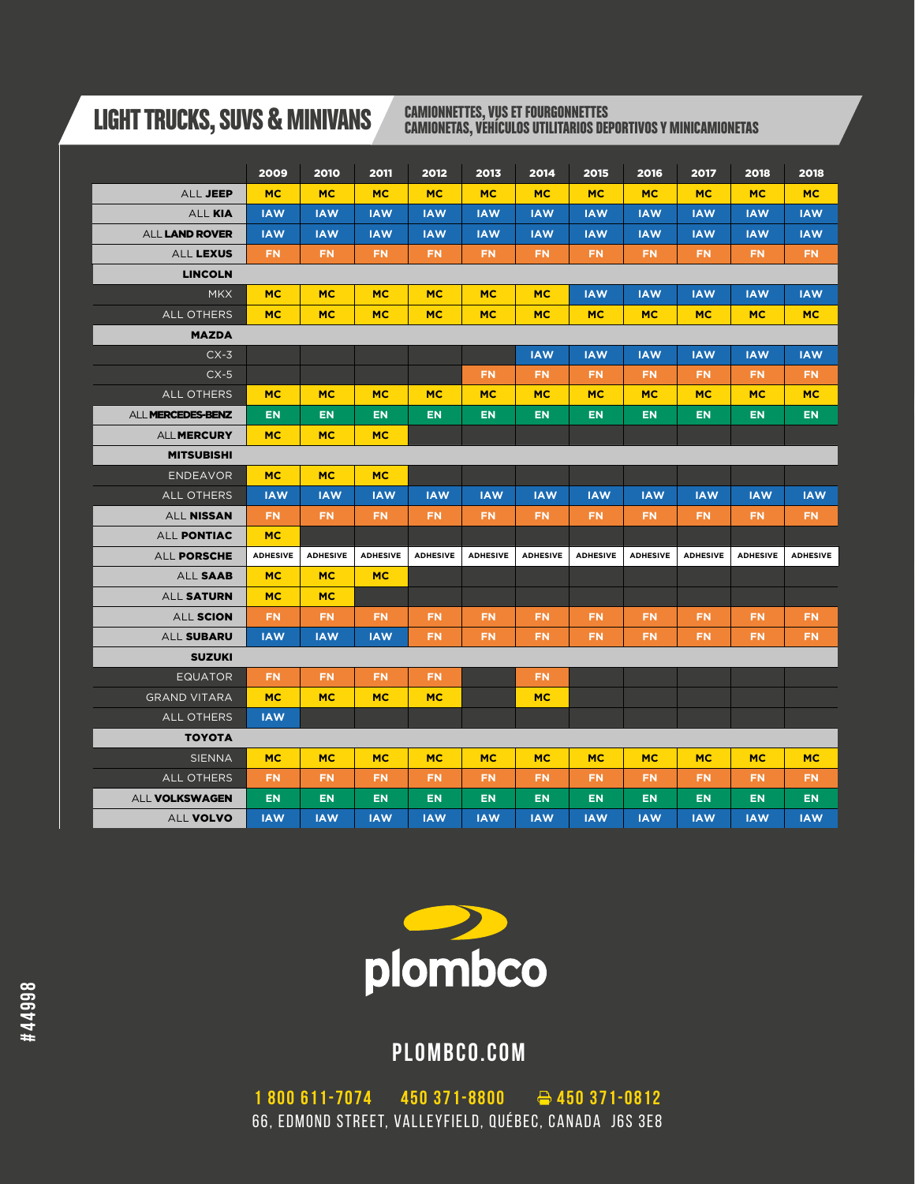# LIGHT TRUCKS, SUVS & MINIVANS

CAMIONNETTES, VUS ET FOURGONNETTES
CAMIONETAS, VEHÍCULOS UTILITARIOS DEPORTIVOS Y MINICAMIONETAS

| | 2009 | 2010 | 2011 | 2012 | 2013 | 2014 | 2015 | 2016 | 2017 | 2018 | 2018 |
|---|---|---|---|---|---|---|---|---|---|---|---|
| ALL **JEEP** | MC | MC | MC | MC | MC | MC | MC | MC | MC | MC | MC |
| ALL **KIA** | IAW | IAW | IAW | IAW | IAW | IAW | IAW | IAW | IAW | IAW | IAW |
| ALL **LAND ROVER** | IAW | IAW | IAW | IAW | IAW | IAW | IAW | IAW | IAW | IAW | IAW |
| ALL **LEXUS** | FN | FN | FN | FN | FN | FN | FN | FN | FN | FN | FN |
| **LINCOLN** | | | | | | | | | | | |
| MKX | MC | MC | MC | MC | MC | MC | IAW | IAW | IAW | IAW | IAW |
| ALL OTHERS | MC | MC | MC | MC | MC | MC | MC | MC | MC | MC | MC |
| **MAZDA** | | | | | | | | | | | |
| CX-3 | | | | | | IAW | IAW | IAW | IAW | IAW | IAW |
| CX-5 | | | | | FN | FN | FN | FN | FN | FN | FN |
| ALL OTHERS | MC | MC | MC | MC | MC | MC | MC | MC | MC | MC | MC |
| ALL **MERCEDES-BENZ** | EN | EN | EN | EN | EN | EN | EN | EN | EN | EN | EN |
| ALL **MERCURY** | MC | MC | MC | | | | | | | | |
| **MITSUBISHI** | | | | | | | | | | | |
| ENDEAVOR | MC | MC | MC | | | | | | | | |
| ALL OTHERS | IAW | IAW | IAW | IAW | IAW | IAW | IAW | IAW | IAW | IAW | IAW |
| ALL **NISSAN** | FN | FN | FN | FN | FN | FN | FN | FN | FN | FN | FN |
| ALL **PONTIAC** | MC | | | | | | | | | | |
| ALL **PORSCHE** | ADHESIVE | ADHESIVE | ADHESIVE | ADHESIVE | ADHESIVE | ADHESIVE | ADHESIVE | ADHESIVE | ADHESIVE | ADHESIVE | ADHESIVE |
| ALL **SAAB** | MC | MC | MC | | | | | | | | |
| ALL **SATURN** | MC | MC | | | | | | | | | |
| ALL **SCION** | FN | FN | FN | FN | FN | FN | FN | FN | FN | FN | FN |
| ALL **SUBARU** | IAW | IAW | IAW | FN | FN | FN | FN | FN | FN | FN | FN |
| **SUZUKI** | | | | | | | | | | | |
| EQUATOR | FN | FN | FN | FN | | FN | | | | | |
| GRAND VITARA | MC | MC | MC | MC | | MC | | | | | |
| ALL OTHERS | IAW | | | | | | | | | | |
| **TOYOTA** | | | | | | | | | | | |
| SIENNA | MC | MC | MC | MC | MC | MC | MC | MC | MC | MC | MC |
| ALL OTHERS | FN | FN | FN | FN | FN | FN | FN | FN | FN | FN | FN |
| ALL **VOLKSWAGEN** | EN | EN | EN | EN | EN | EN | EN | EN | EN | EN | EN |
| ALL **VOLVO** | IAW | IAW | IAW | IAW | IAW | IAW | IAW | IAW | IAW | IAW | IAW |

plombco

PLOMBCO.COM

1 800 611-7074 450 371-8800 450 371-0812
66, EDMOND STREET, VALLEYFIELD, QUÉBEC, CANADA J6S 3E8

#44998